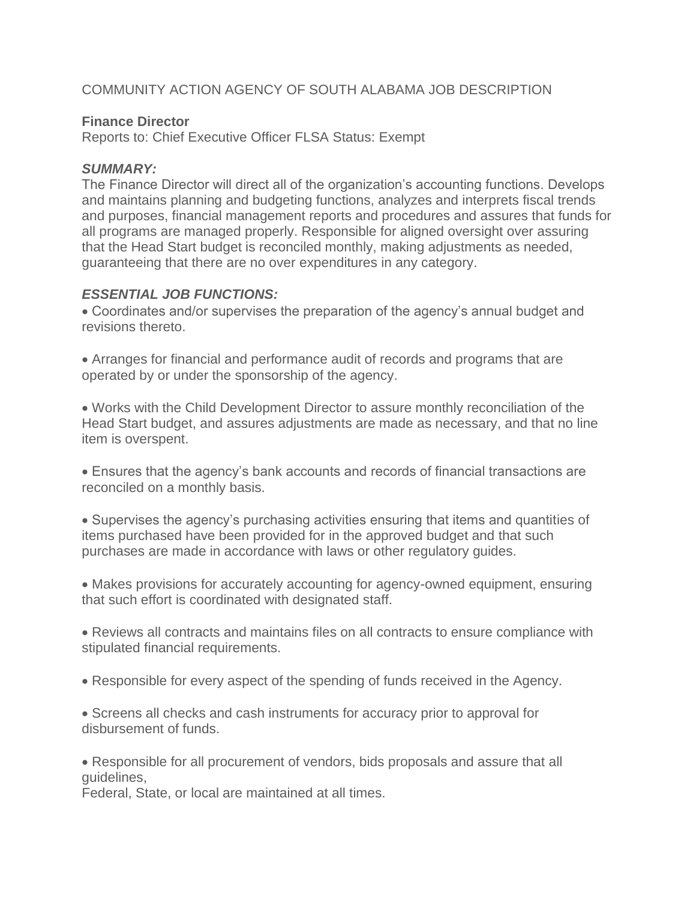COMMUNITY ACTION AGENCY OF SOUTH ALABAMA JOB DESCRIPTION

**Finance Director**

Reports to: Chief Executive Officer FLSA Status: Exempt

***SUMMARY:***

The Finance Director will direct all of the organization's accounting functions. Develops and maintains planning and budgeting functions, analyzes and interprets fiscal trends and purposes, financial management reports and procedures and assures that funds for all programs are managed properly. Responsible for aligned oversight over assuring that the Head Start budget is reconciled monthly, making adjustments as needed, guaranteeing that there are no over expenditures in any category.

***ESSENTIAL JOB FUNCTIONS:***

- Coordinates and/or supervises the preparation of the agency's annual budget and revisions thereto.

- Arranges for financial and performance audit of records and programs that are operated by or under the sponsorship of the agency.

- Works with the Child Development Director to assure monthly reconciliation of the Head Start budget, and assures adjustments are made as necessary, and that no line item is overspent.

- Ensures that the agency's bank accounts and records of financial transactions are reconciled on a monthly basis.

- Supervises the agency's purchasing activities ensuring that items and quantities of items purchased have been provided for in the approved budget and that such purchases are made in accordance with laws or other regulatory guides.

- Makes provisions for accurately accounting for agency-owned equipment, ensuring that such effort is coordinated with designated staff.

- Reviews all contracts and maintains files on all contracts to ensure compliance with stipulated financial requirements.

- Responsible for every aspect of the spending of funds received in the Agency.

- Screens all checks and cash instruments for accuracy prior to approval for disbursement of funds.

- Responsible for all procurement of vendors, bids proposals and assure that all guidelines,
Federal, State, or local are maintained at all times.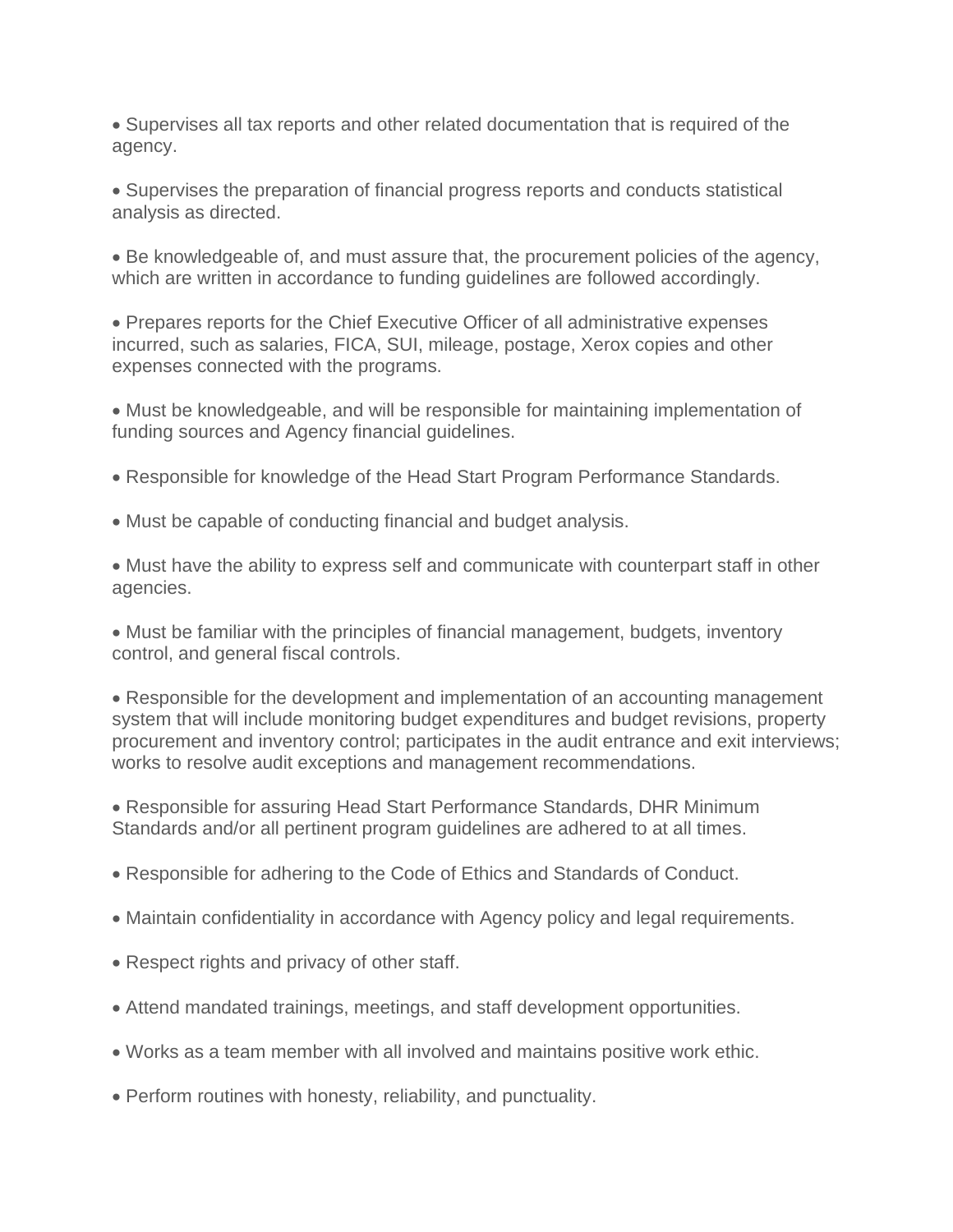- Supervises all tax reports and other related documentation that is required of the agency.

- Supervises the preparation of financial progress reports and conducts statistical analysis as directed.

- Be knowledgeable of, and must assure that, the procurement policies of the agency, which are written in accordance to funding guidelines are followed accordingly.

- Prepares reports for the Chief Executive Officer of all administrative expenses incurred, such as salaries, FICA, SUI, mileage, postage, Xerox copies and other expenses connected with the programs.

- Must be knowledgeable, and will be responsible for maintaining implementation of funding sources and Agency financial guidelines.

- Responsible for knowledge of the Head Start Program Performance Standards.

- Must be capable of conducting financial and budget analysis.

- Must have the ability to express self and communicate with counterpart staff in other agencies.

- Must be familiar with the principles of financial management, budgets, inventory control, and general fiscal controls.

- Responsible for the development and implementation of an accounting management system that will include monitoring budget expenditures and budget revisions, property procurement and inventory control; participates in the audit entrance and exit interviews; works to resolve audit exceptions and management recommendations.

- Responsible for assuring Head Start Performance Standards, DHR Minimum Standards and/or all pertinent program guidelines are adhered to at all times.

- Responsible for adhering to the Code of Ethics and Standards of Conduct.

- Maintain confidentiality in accordance with Agency policy and legal requirements.

- Respect rights and privacy of other staff.

- Attend mandated trainings, meetings, and staff development opportunities.

- Works as a team member with all involved and maintains positive work ethic.

- Perform routines with honesty, reliability, and punctuality.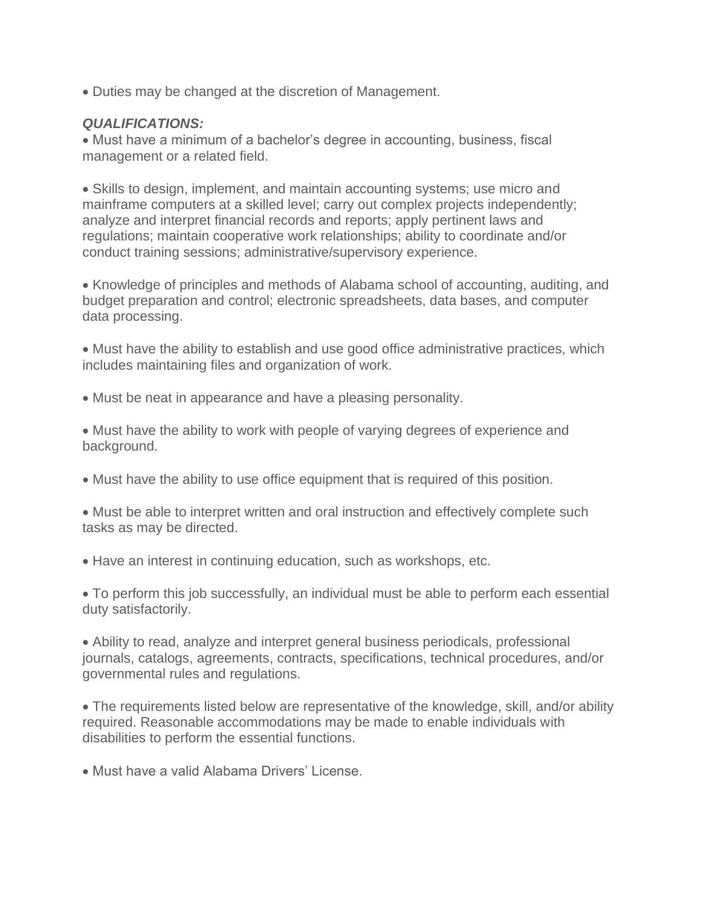- Duties may be changed at the discretion of Management.

***QUALIFICATIONS:***

- Must have a minimum of a bachelor's degree in accounting, business, fiscal management or a related field.

- Skills to design, implement, and maintain accounting systems; use micro and mainframe computers at a skilled level; carry out complex projects independently; analyze and interpret financial records and reports; apply pertinent laws and regulations; maintain cooperative work relationships; ability to coordinate and/or conduct training sessions; administrative/supervisory experience.

- Knowledge of principles and methods of Alabama school of accounting, auditing, and budget preparation and control; electronic spreadsheets, data bases, and computer data processing.

- Must have the ability to establish and use good office administrative practices, which includes maintaining files and organization of work.

- Must be neat in appearance and have a pleasing personality.

- Must have the ability to work with people of varying degrees of experience and background.

- Must have the ability to use office equipment that is required of this position.

- Must be able to interpret written and oral instruction and effectively complete such tasks as may be directed.

- Have an interest in continuing education, such as workshops, etc.

- To perform this job successfully, an individual must be able to perform each essential duty satisfactorily.

- Ability to read, analyze and interpret general business periodicals, professional journals, catalogs, agreements, contracts, specifications, technical procedures, and/or governmental rules and regulations.

- The requirements listed below are representative of the knowledge, skill, and/or ability required. Reasonable accommodations may be made to enable individuals with disabilities to perform the essential functions.

- Must have a valid Alabama Drivers' License.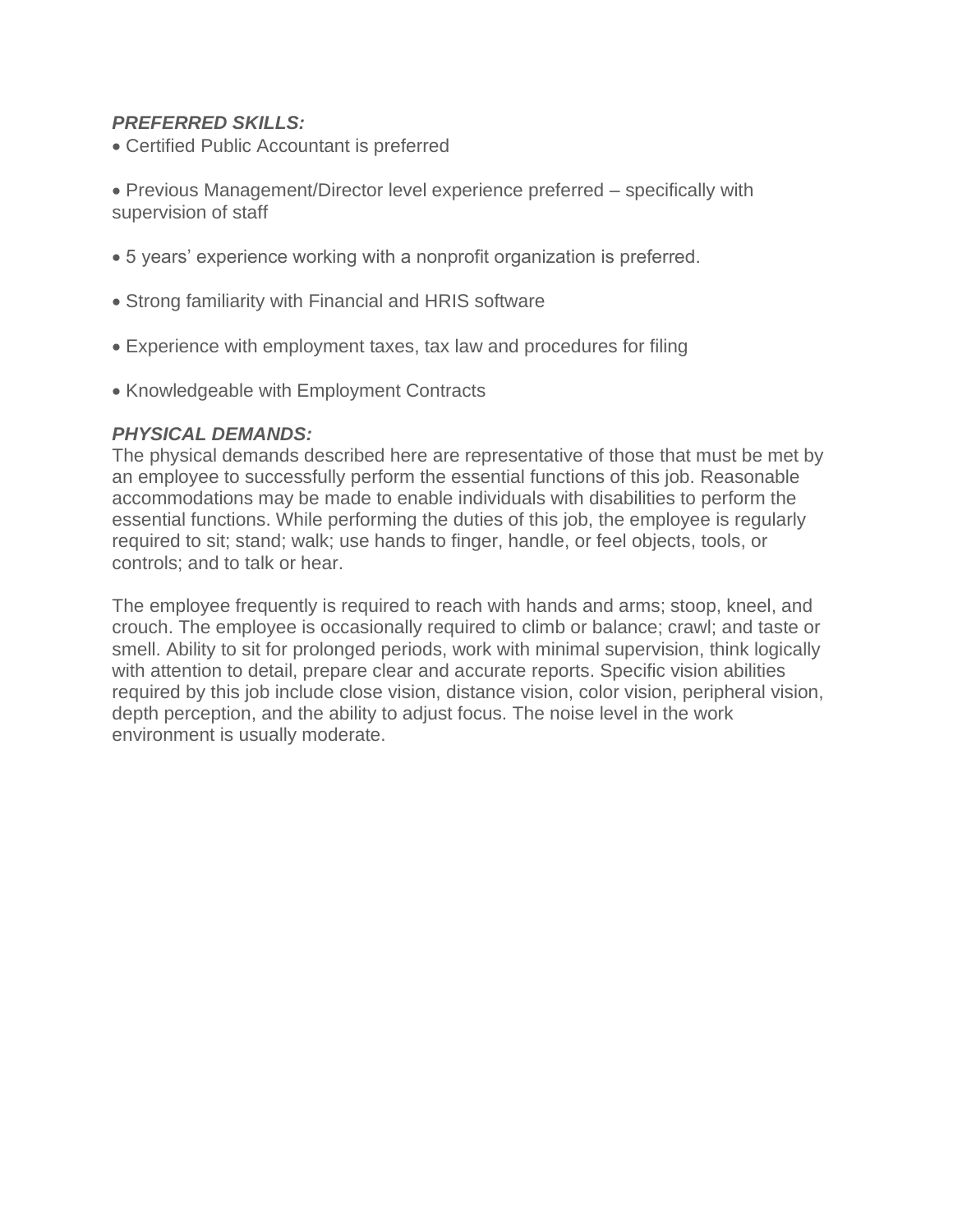***PREFERRED SKILLS:***

- Certified Public Accountant is preferred
- Previous Management/Director level experience preferred – specifically with supervision of staff
- 5 years' experience working with a nonprofit organization is preferred.
- Strong familiarity with Financial and HRIS software
- Experience with employment taxes, tax law and procedures for filing
- Knowledgeable with Employment Contracts

***PHYSICAL DEMANDS:***

The physical demands described here are representative of those that must be met by an employee to successfully perform the essential functions of this job. Reasonable accommodations may be made to enable individuals with disabilities to perform the essential functions. While performing the duties of this job, the employee is regularly required to sit; stand; walk; use hands to finger, handle, or feel objects, tools, or controls; and to talk or hear.

The employee frequently is required to reach with hands and arms; stoop, kneel, and crouch. The employee is occasionally required to climb or balance; crawl; and taste or smell. Ability to sit for prolonged periods, work with minimal supervision, think logically with attention to detail, prepare clear and accurate reports. Specific vision abilities required by this job include close vision, distance vision, color vision, peripheral vision, depth perception, and the ability to adjust focus. The noise level in the work environment is usually moderate.